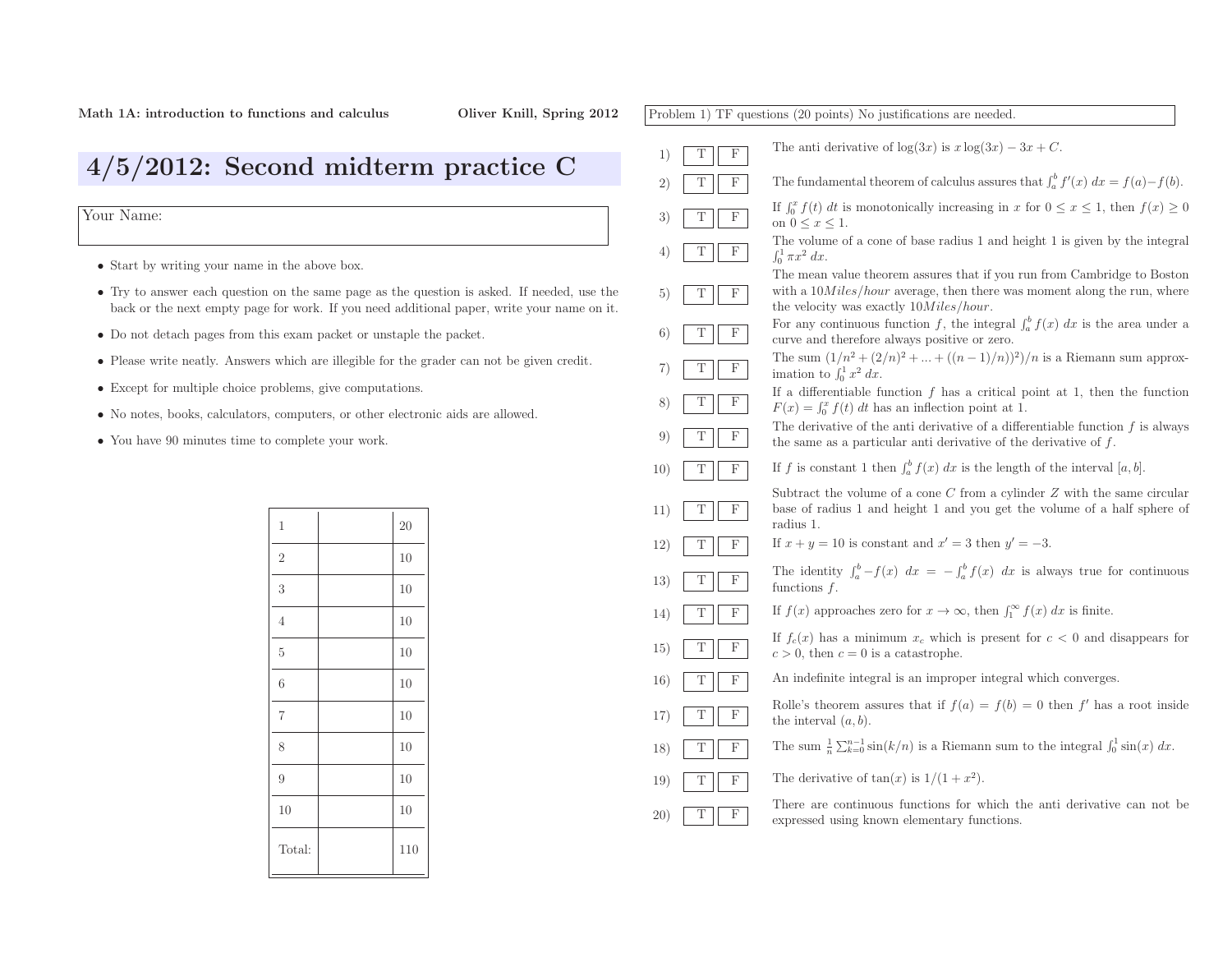Math 1A: introduction to functions and calculus    Oliver Knill, Spring 2012

# 4/5/2012: Second midterm practice C

Your Name:

- Start by writing your name in the above box.
- Try to answer each question on the same page as the question is asked. If needed, use the back or the next empty page for work. If you need additional paper, write your name on it.
- Do not detach pages from this exam packet or unstaple the packet.
- Please write neatly. Answers which are illegible for the grader can not be given credit.
- Except for multiple choice problems, give computations.
- No notes, books, calculators, computers, or other electronic aids are allowed.
- You have 90 minutes time to complete your work.

| | | |
|---|---|---|
| 1 | | 20 |
| 2 | | 10 |
| 3 | | 10 |
| 4 | | 10 |
| 5 | | 10 |
| 6 | | 10 |
| 7 | | 10 |
| 8 | | 10 |
| 9 | | 10 |
| 10 | | 10 |
| Total: | | 110 |

Problem 1) TF questions (20 points) No justifications are needed.

1) T F The anti derivative of $\log(3x)$ is $x\log(3x) - 3x + C$.

2) T F The fundamental theorem of calculus assures that $\int_a^b f'(x)\,dx = f(a) - f(b)$.

3) T F If $\int_0^x f(t)\,dt$ is monotonically increasing in $x$ for $0 \leq x \leq 1$, then $f(x) \geq 0$ on $0 \leq x \leq 1$.

4) T F The volume of a cone of base radius 1 and height 1 is given by the integral $\int_0^1 \pi x^2\,dx$.

5) T F The mean value theorem assures that if you run from Cambridge to Boston with a $10 Miles/hour$ average, then there was moment along the run, where the velocity was exactly $10 Miles/hour$.

6) T F For any continuous function $f$, the integral $\int_a^b f(x)\,dx$ is the area under a curve and therefore always positive or zero.

7) T F The sum $(1/n^2 + (2/n)^2 + ... + ((n-1)/n))^2)/n$ is a Riemann sum approximation to $\int_0^1 x^2\,dx$.

8) T F If a differentiable function $f$ has a critical point at 1, then the function $F(x) = \int_0^x f(t)\,dt$ has an inflection point at 1.

9) T F The derivative of the anti derivative of a differentiable function $f$ is always the same as a particular anti derivative of the derivative of $f$.

10) T F If $f$ is constant 1 then $\int_a^b f(x)\,dx$ is the length of the interval $[a, b]$.

11) T F Subtract the volume of a cone $C$ from a cylinder $Z$ with the same circular base of radius 1 and height 1 and you get the volume of a half sphere of radius 1.

12) T F If $x + y = 10$ is constant and $x' = 3$ then $y' = -3$.

13) T F The identity $\int_a^b -f(x)\,dx = -\int_a^b f(x)\,dx$ is always true for continuous functions $f$.

14) T F If $f(x)$ approaches zero for $x \to \infty$, then $\int_1^\infty f(x)\,dx$ is finite.

15) T F If $f_c(x)$ has a minimum $x_c$ which is present for $c < 0$ and disappears for $c > 0$, then $c = 0$ is a catastrophe.

16) T F An indefinite integral is an improper integral which converges.

17) T F Rolle's theorem assures that if $f(a) = f(b) = 0$ then $f'$ has a root inside the interval $(a, b)$.

18) T F The sum $\frac{1}{n}\sum_{k=0}^{n-1} \sin(k/n)$ is a Riemann sum to the integral $\int_0^1 \sin(x)\,dx$.

19) T F The derivative of $\tan(x)$ is $1/(1+x^2)$.

20) T F There are continuous functions for which the anti derivative can not be expressed using known elementary functions.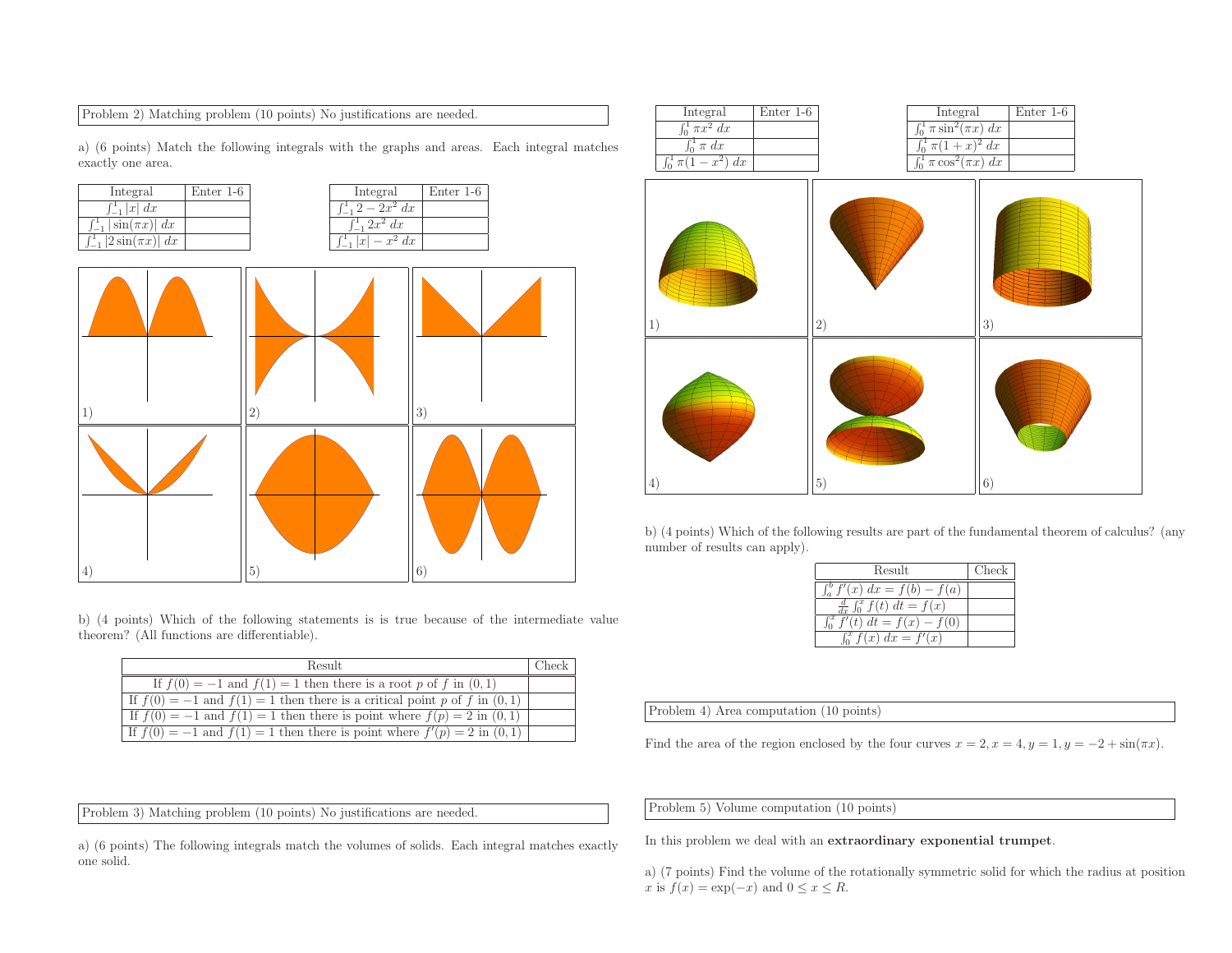Problem 2) Matching problem (10 points) No justifications are needed.

a) (6 points) Match the following integrals with the graphs and areas. Each integral matches exactly one area.

| Integral | Enter 1-6 |
|---|---|
| $\int_{-1}^{1} \lvert x\rvert \; dx$ | |
| $\int_{-1}^{1} \lvert\sin(\pi x)\rvert \; dx$ | |
| $\int_{-1}^{1} \lvert 2\sin(\pi x)\rvert \; dx$ | |

| Integral | Enter 1-6 |
|---|---|
| $\int_{-1}^{1} 2 - 2x^2 \; dx$ | |
| $\int_{-1}^{1} 2x^2 \; dx$ | |
| $\int_{-1}^{1} \lvert x\rvert - x^2 \; dx$ | |

1) 2) 3) 4) 5) 6)

b) (4 points) Which of the following statements is is true because of the intermediate value theorem? (All functions are differentiable).

| Result | Check |
|---|---|
| If $f(0) = -1$ and $f(1) = 1$ then there is a root $p$ of $f$ in $(0,1)$ | |
| If $f(0) = -1$ and $f(1) = 1$ then there is a critical point $p$ of $f$ in $(0,1)$ | |
| If $f(0) = -1$ and $f(1) = 1$ then there is point where $f(p) = 2$ in $(0,1)$ | |
| If $f(0) = -1$ and $f(1) = 1$ then there is point where $f'(p) = 2$ in $(0,1)$ | |

Problem 3) Matching problem (10 points) No justifications are needed.

a) (6 points) The following integrals match the volumes of solids. Each integral matches exactly one solid.

| Integral | Enter 1-6 |
|---|---|
| $\int_0^1 \pi x^2 \; dx$ | |
| $\int_0^1 \pi \; dx$ | |
| $\int_0^1 \pi(1-x^2) \; dx$ | |

| Integral | Enter 1-6 |
|---|---|
| $\int_0^1 \pi \sin^2(\pi x) \; dx$ | |
| $\int_0^1 \pi(1+x)^2 \; dx$ | |
| $\int_0^1 \pi \cos^2(\pi x) \; dx$ | |

1) 2) 3) 4) 5) 6)

b) (4 points) Which of the following results are part of the fundamental theorem of calculus? (any number of results can apply).

| Result | Check |
|---|---|
| $\int_a^b f'(x) \; dx = f(b) - f(a)$ | |
| $\frac{d}{dx} \int_0^x f(t) \; dt = f(x)$ | |
| $\int_0^x f'(t) \; dt = f(x) - f(0)$ | |
| $\int_0^x f(x) \; dx = f'(x)$ | |

Problem 4) Area computation (10 points)

Find the area of the region enclosed by the four curves $x = 2, x = 4, y = 1, y = -2 + \sin(\pi x)$.

Problem 5) Volume computation (10 points)

In this problem we deal with an **extraordinary exponential trumpet**.

a) (7 points) Find the volume of the rotationally symmetric solid for which the radius at position $x$ is $f(x) = \exp(-x)$ and $0 \leq x \leq R$.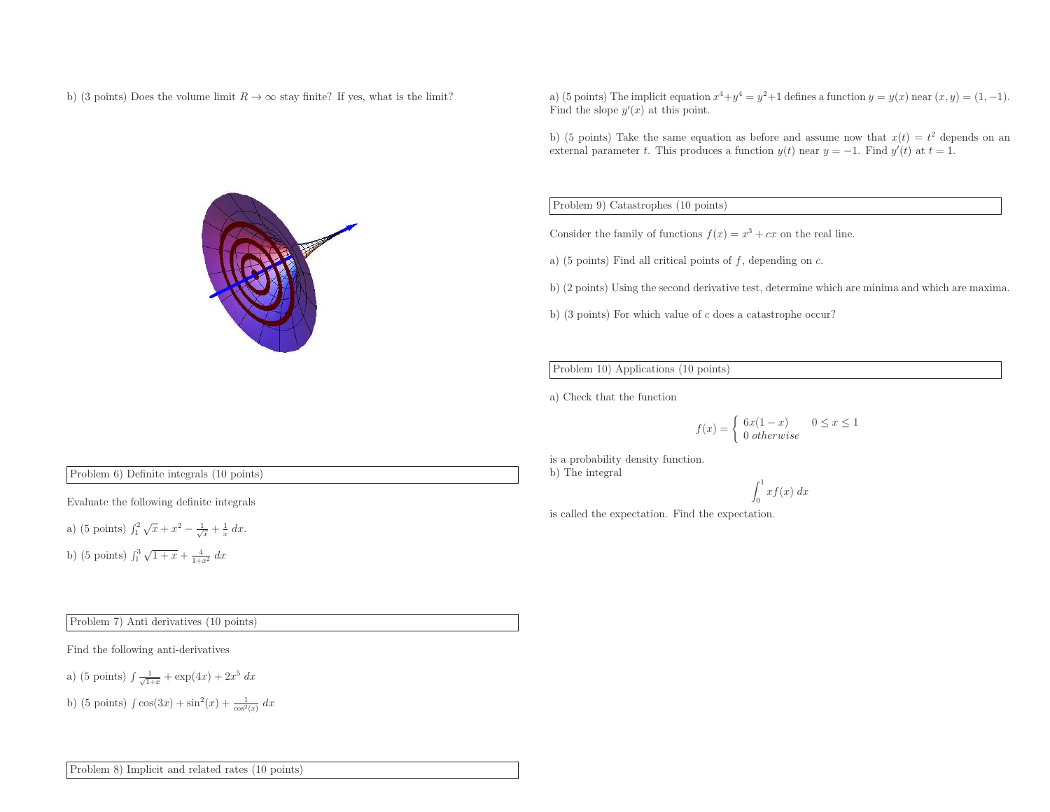b) (3 points) Does the volume limit $R \to \infty$ stay finite? If yes, what is the limit?

Problem 6) Definite integrals (10 points)

Evaluate the following definite integrals

a) (5 points) $\int_1^2 \sqrt{x} + x^2 - \frac{1}{\sqrt{x}} + \frac{1}{x} \, dx$.

b) (5 points) $\int_1^3 \sqrt{1+x} + \frac{4}{1+x^2} \, dx$

Problem 7) Anti derivatives (10 points)

Find the following anti-derivatives

a) (5 points) $\int \frac{1}{\sqrt{1+x}} + \exp(4x) + 2x^5 \, dx$

b) (5 points) $\int \cos(3x) + \sin^2(x) + \frac{1}{\cos^2(x)} \, dx$

Problem 8) Implicit and related rates (10 points)

a) (5 points) The implicit equation $x^4 + y^4 = y^2 + 1$ defines a function $y = y(x)$ near $(x, y) = (1, -1)$. Find the slope $y'(x)$ at this point.

b) (5 points) Take the same equation as before and assume now that $x(t) = t^2$ depends on an external parameter $t$. This produces a function $y(t)$ near $y = -1$. Find $y'(t)$ at $t = 1$.

Problem 9) Catastrophes (10 points)

Consider the family of functions $f(x) = x^3 + cx$ on the real line.

a) (5 points) Find all critical points of $f$, depending on $c$.

b) (2 points) Using the second derivative test, determine which are minima and which are maxima.

b) (3 points) For which value of $c$ does a catastrophe occur?

Problem 10) Applications (10 points)

a) Check that the function

$$f(x) = \begin{cases} 6x(1-x) & 0 \leq x \leq 1 \\ 0 \; otherwise & \end{cases}$$

is a probability density function.

b) The integral

$$\int_0^1 x f(x) \, dx$$

is called the expectation. Find the expectation.